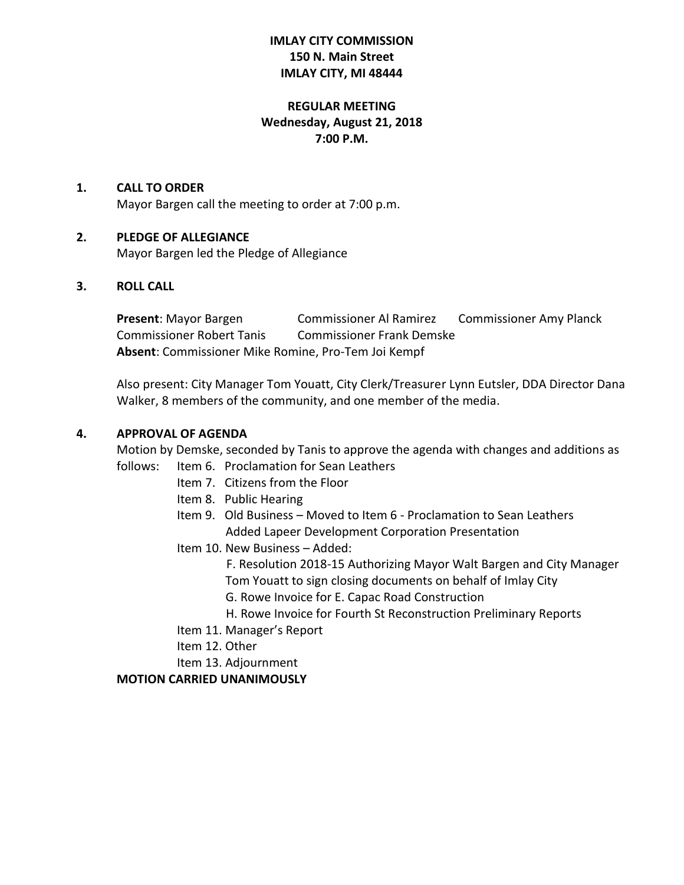**IMLAY CITY COMMISSION**
**150 N. Main Street**
**IMLAY CITY, MI 48444**

**REGULAR MEETING**
**Wednesday, August 21, 2018**
**7:00 P.M.**

**1. CALL TO ORDER**

Mayor Bargen call the meeting to order at 7:00 p.m.

**2. PLEDGE OF ALLEGIANCE**

Mayor Bargen led the Pledge of Allegiance

**3. ROLL CALL**

**Present**: Mayor Bargen Commissioner Al Ramirez Commissioner Amy Planck Commissioner Robert Tanis Commissioner Frank Demske
**Absent**: Commissioner Mike Romine, Pro-Tem Joi Kempf

Also present: City Manager Tom Youatt, City Clerk/Treasurer Lynn Eutsler, DDA Director Dana Walker, 8 members of the community, and one member of the media.

**4. APPROVAL OF AGENDA**

Motion by Demske, seconded by Tanis to approve the agenda with changes and additions as follows:

- Item 6. Proclamation for Sean Leathers
- Item 7. Citizens from the Floor
- Item 8. Public Hearing
- Item 9. Old Business – Moved to Item 6 - Proclamation to Sean Leathers
  Added Lapeer Development Corporation Presentation
- Item 10. New Business – Added:
  F. Resolution 2018-15 Authorizing Mayor Walt Bargen and City Manager Tom Youatt to sign closing documents on behalf of Imlay City
  G. Rowe Invoice for E. Capac Road Construction
  H. Rowe Invoice for Fourth St Reconstruction Preliminary Reports
- Item 11. Manager's Report
- Item 12. Other
- Item 13. Adjournment

**MOTION CARRIED UNANIMOUSLY**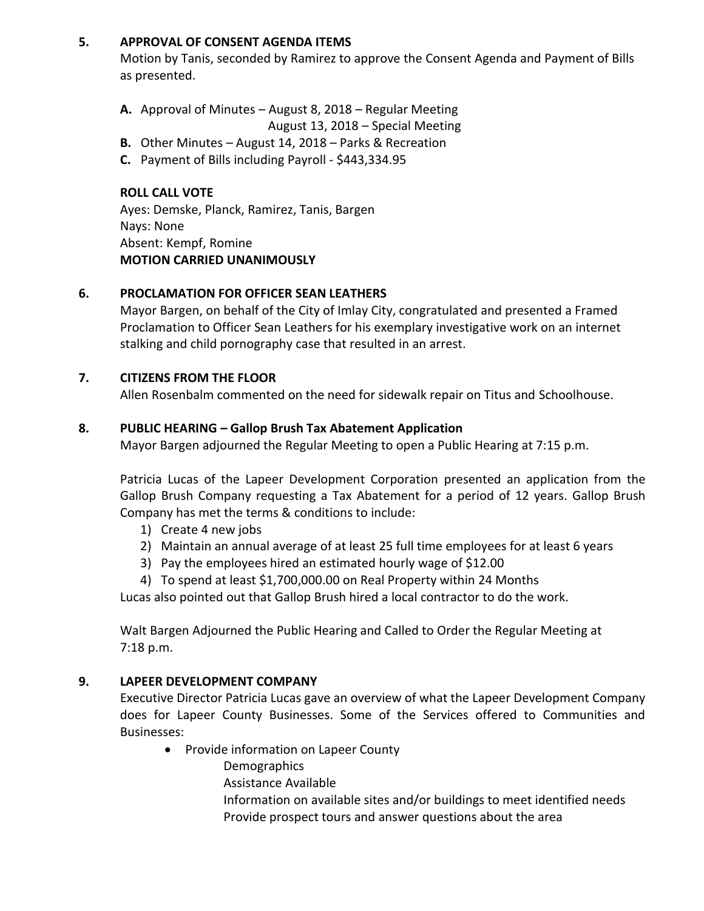## 5. APPROVAL OF CONSENT AGENDA ITEMS

Motion by Tanis, seconded by Ramirez to approve the Consent Agenda and Payment of Bills as presented.

**A.** Approval of Minutes – August 8, 2018 – Regular Meeting
August 13, 2018 – Special Meeting

**B.** Other Minutes – August 14, 2018 – Parks & Recreation

**C.** Payment of Bills including Payroll - $443,334.95

**ROLL CALL VOTE**
Ayes: Demske, Planck, Ramirez, Tanis, Bargen
Nays: None
Absent: Kempf, Romine
**MOTION CARRIED UNANIMOUSLY**

## 6. PROCLAMATION FOR OFFICER SEAN LEATHERS

Mayor Bargen, on behalf of the City of Imlay City, congratulated and presented a Framed Proclamation to Officer Sean Leathers for his exemplary investigative work on an internet stalking and child pornography case that resulted in an arrest.

## 7. CITIZENS FROM THE FLOOR

Allen Rosenbalm commented on the need for sidewalk repair on Titus and Schoolhouse.

## 8. PUBLIC HEARING – Gallop Brush Tax Abatement Application

Mayor Bargen adjourned the Regular Meeting to open a Public Hearing at 7:15 p.m.

Patricia Lucas of the Lapeer Development Corporation presented an application from the Gallop Brush Company requesting a Tax Abatement for a period of 12 years. Gallop Brush Company has met the terms & conditions to include:

1) Create 4 new jobs
2) Maintain an annual average of at least 25 full time employees for at least 6 years
3) Pay the employees hired an estimated hourly wage of $12.00
4) To spend at least $1,700,000.00 on Real Property within 24 Months

Lucas also pointed out that Gallop Brush hired a local contractor to do the work.

Walt Bargen Adjourned the Public Hearing and Called to Order the Regular Meeting at 7:18 p.m.

## 9. LAPEER DEVELOPMENT COMPANY

Executive Director Patricia Lucas gave an overview of what the Lapeer Development Company does for Lapeer County Businesses. Some of the Services offered to Communities and Businesses:

- Provide information on Lapeer County
  - Demographics
  - Assistance Available
  - Information on available sites and/or buildings to meet identified needs
  - Provide prospect tours and answer questions about the area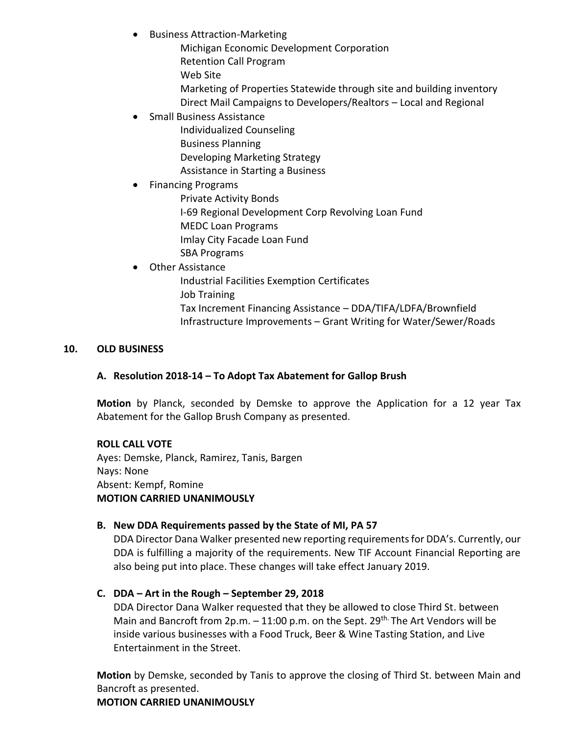- Business Attraction-Marketing
  - Michigan Economic Development Corporation
  - Retention Call Program
  - Web Site
  - Marketing of Properties Statewide through site and building inventory
  - Direct Mail Campaigns to Developers/Realtors – Local and Regional
- Small Business Assistance
  - Individualized Counseling
  - Business Planning
  - Developing Marketing Strategy
  - Assistance in Starting a Business
- Financing Programs
  - Private Activity Bonds
  - I-69 Regional Development Corp Revolving Loan Fund
  - MEDC Loan Programs
  - Imlay City Facade Loan Fund
  - SBA Programs
- Other Assistance
  - Industrial Facilities Exemption Certificates
  - Job Training
  - Tax Increment Financing Assistance – DDA/TIFA/LDFA/Brownfield
  - Infrastructure Improvements – Grant Writing for Water/Sewer/Roads

## 10. OLD BUSINESS

### A. Resolution 2018-14 – To Adopt Tax Abatement for Gallop Brush

**Motion** by Planck, seconded by Demske to approve the Application for a 12 year Tax Abatement for the Gallop Brush Company as presented.

**ROLL CALL VOTE**
Ayes: Demske, Planck, Ramirez, Tanis, Bargen
Nays: None
Absent: Kempf, Romine
**MOTION CARRIED UNANIMOUSLY**

### B. New DDA Requirements passed by the State of MI, PA 57

DDA Director Dana Walker presented new reporting requirements for DDA's. Currently, our DDA is fulfilling a majority of the requirements. New TIF Account Financial Reporting are also being put into place. These changes will take effect January 2019.

### C. DDA – Art in the Rough – September 29, 2018

DDA Director Dana Walker requested that they be allowed to close Third St. between Main and Bancroft from 2p.m. – 11:00 p.m. on the Sept. 29th. The Art Vendors will be inside various businesses with a Food Truck, Beer & Wine Tasting Station, and Live Entertainment in the Street.

**Motion** by Demske, seconded by Tanis to approve the closing of Third St. between Main and Bancroft as presented.
**MOTION CARRIED UNANIMOUSLY**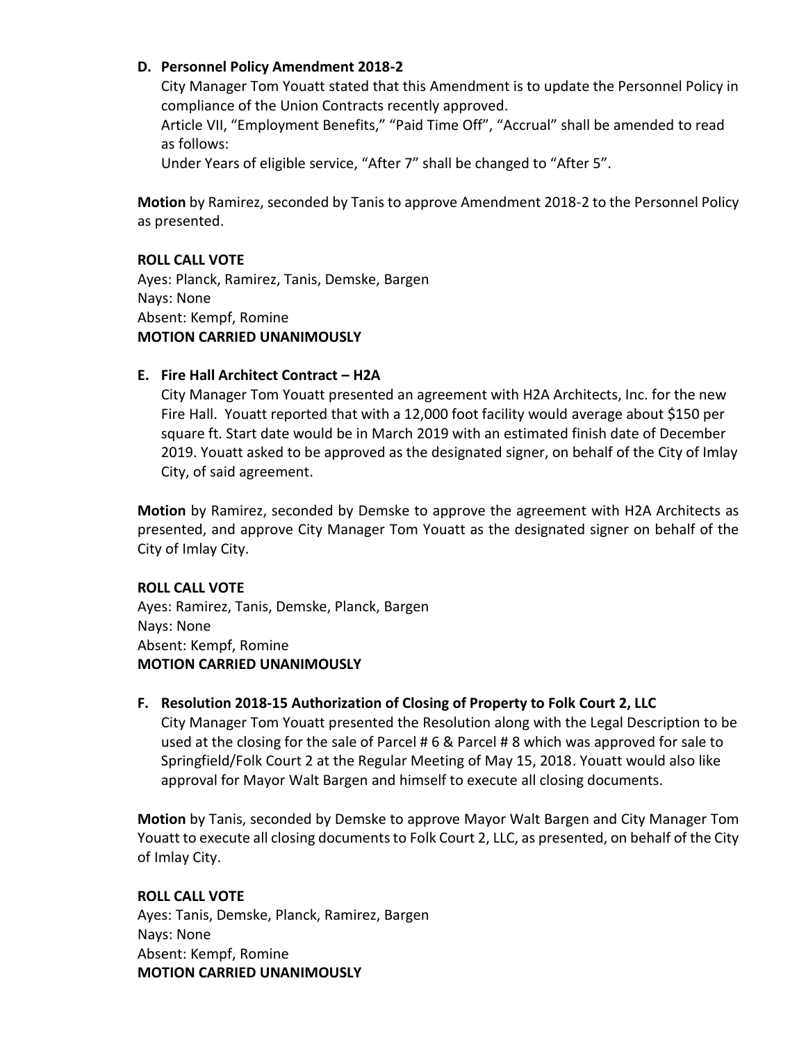**D. Personnel Policy Amendment 2018-2**

City Manager Tom Youatt stated that this Amendment is to update the Personnel Policy in compliance of the Union Contracts recently approved.

Article VII, "Employment Benefits," "Paid Time Off", "Accrual" shall be amended to read as follows:

Under Years of eligible service, "After 7" shall be changed to "After 5".

**Motion** by Ramirez, seconded by Tanis to approve Amendment 2018-2 to the Personnel Policy as presented.

**ROLL CALL VOTE**
Ayes: Planck, Ramirez, Tanis, Demske, Bargen
Nays: None
Absent: Kempf, Romine
**MOTION CARRIED UNANIMOUSLY**

**E. Fire Hall Architect Contract – H2A**

City Manager Tom Youatt presented an agreement with H2A Architects, Inc. for the new Fire Hall. Youatt reported that with a 12,000 foot facility would average about $150 per square ft. Start date would be in March 2019 with an estimated finish date of December 2019. Youatt asked to be approved as the designated signer, on behalf of the City of Imlay City, of said agreement.

**Motion** by Ramirez, seconded by Demske to approve the agreement with H2A Architects as presented, and approve City Manager Tom Youatt as the designated signer on behalf of the City of Imlay City.

**ROLL CALL VOTE**
Ayes: Ramirez, Tanis, Demske, Planck, Bargen
Nays: None
Absent: Kempf, Romine
**MOTION CARRIED UNANIMOUSLY**

**F. Resolution 2018-15 Authorization of Closing of Property to Folk Court 2, LLC**

City Manager Tom Youatt presented the Resolution along with the Legal Description to be used at the closing for the sale of Parcel # 6 & Parcel # 8 which was approved for sale to Springfield/Folk Court 2 at the Regular Meeting of May 15, 2018. Youatt would also like approval for Mayor Walt Bargen and himself to execute all closing documents.

**Motion** by Tanis, seconded by Demske to approve Mayor Walt Bargen and City Manager Tom Youatt to execute all closing documents to Folk Court 2, LLC, as presented, on behalf of the City of Imlay City.

**ROLL CALL VOTE**
Ayes: Tanis, Demske, Planck, Ramirez, Bargen
Nays: None
Absent: Kempf, Romine
**MOTION CARRIED UNANIMOUSLY**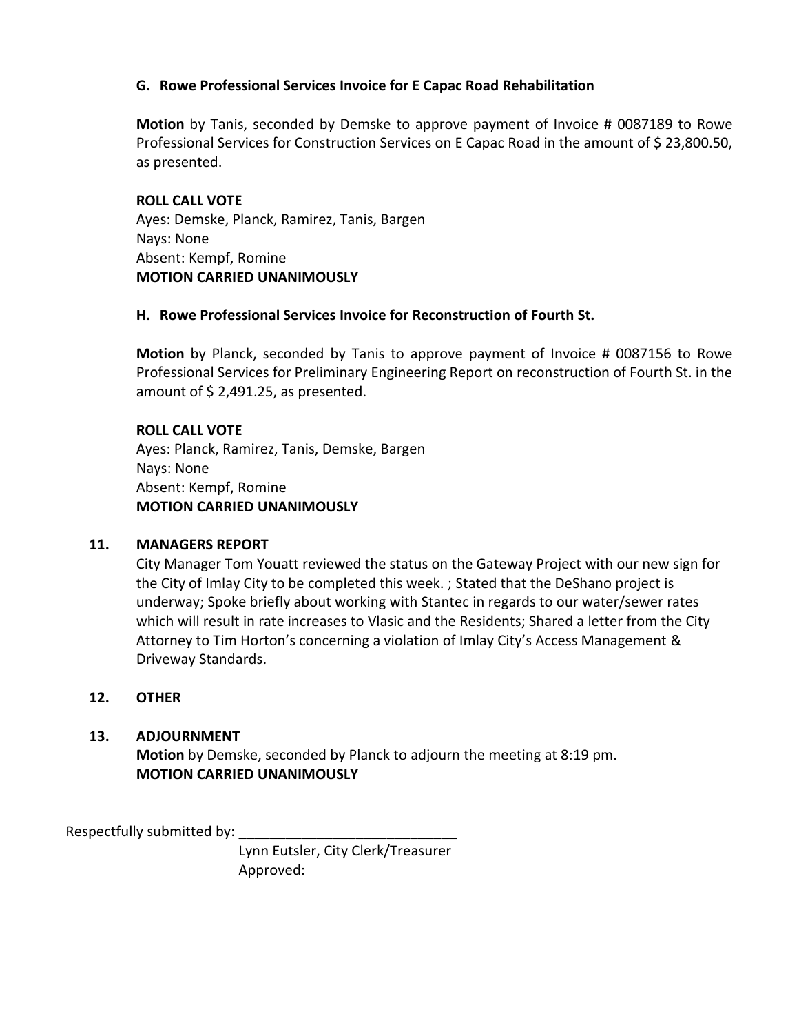### G. Rowe Professional Services Invoice for E Capac Road Rehabilitation

**Motion** by Tanis, seconded by Demske to approve payment of Invoice # 0087189 to Rowe Professional Services for Construction Services on E Capac Road in the amount of $ 23,800.50, as presented.

**ROLL CALL VOTE**
Ayes: Demske, Planck, Ramirez, Tanis, Bargen
Nays: None
Absent: Kempf, Romine
**MOTION CARRIED UNANIMOUSLY**

### H. Rowe Professional Services Invoice for Reconstruction of Fourth St.

**Motion** by Planck, seconded by Tanis to approve payment of Invoice # 0087156 to Rowe Professional Services for Preliminary Engineering Report on reconstruction of Fourth St. in the amount of $ 2,491.25, as presented.

**ROLL CALL VOTE**
Ayes: Planck, Ramirez, Tanis, Demske, Bargen
Nays: None
Absent: Kempf, Romine
**MOTION CARRIED UNANIMOUSLY**

## 11. MANAGERS REPORT

City Manager Tom Youatt reviewed the status on the Gateway Project with our new sign for the City of Imlay City to be completed this week. ; Stated that the DeShano project is underway; Spoke briefly about working with Stantec in regards to our water/sewer rates which will result in rate increases to Vlasic and the Residents; Shared a letter from the City Attorney to Tim Horton's concerning a violation of Imlay City's Access Management & Driveway Standards.

## 12. OTHER

## 13. ADJOURNMENT

**Motion** by Demske, seconded by Planck to adjourn the meeting at 8:19 pm.
**MOTION CARRIED UNANIMOUSLY**

Respectfully submitted by: ____________________________
Lynn Eutsler, City Clerk/Treasurer
Approved: